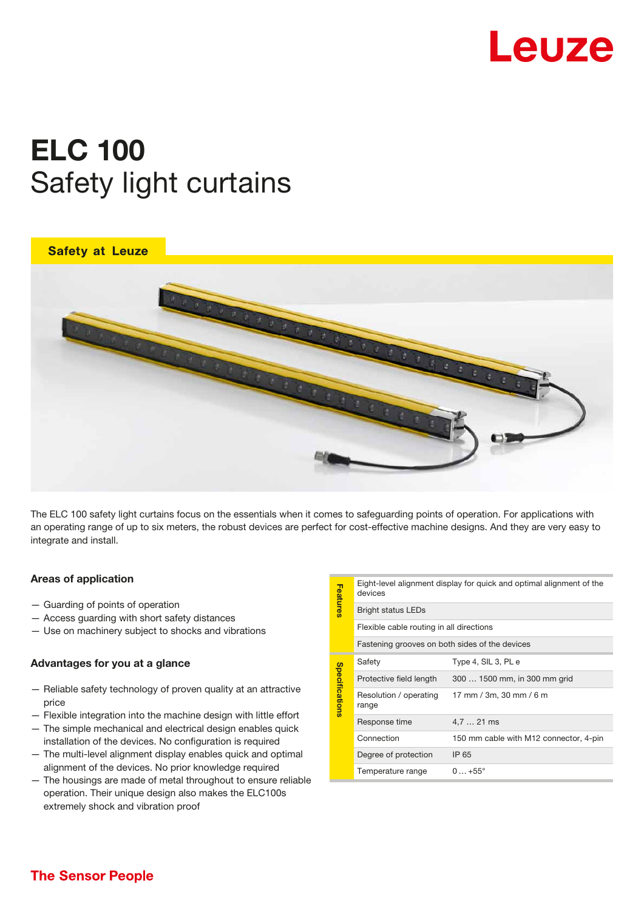Leuze

# ELC 100
## Safety light curtains

Safety at Leuze

The ELC 100 safety light curtains focus on the essentials when it comes to safeguarding points of operation. For applications with an operating range of up to six meters, the robust devices are perfect for cost-effective machine designs. And they are very easy to integrate and install.

### Areas of application

- Guarding of points of operation
- Access guarding with short safety distances
- Use on machinery subject to shocks and vibrations

### Advantages for you at a glance

- Reliable safety technology of proven quality at an attractive price
- Flexible integration into the machine design with little effort
- The simple mechanical and electrical design enables quick installation of the devices. No configuration is required
- The multi-level alignment display enables quick and optimal alignment of the devices. No prior knowledge required
- The housings are made of metal throughout to ensure reliable operation. Their unique design also makes the ELC100s extremely shock and vibration proof

| | | |
|---|---|---|
| Features | Eight-level alignment display for quick and optimal alignment of the devices | |
| | Bright status LEDs | |
| | Flexible cable routing in all directions | |
| | Fastening grooves on both sides of the devices | |
| Specifications | Safety | Type 4, SIL 3, PL e |
| | Protective field length | 300 … 1500 mm, in 300 mm grid |
| | Resolution / operating range | 17 mm / 3m, 30 mm / 6 m |
| | Response time | 4,7 … 21 ms |
| | Connection | 150 mm cable with M12 connector, 4-pin |
| | Degree of protection | IP 65 |
| | Temperature range | 0 … +55° |

The Sensor People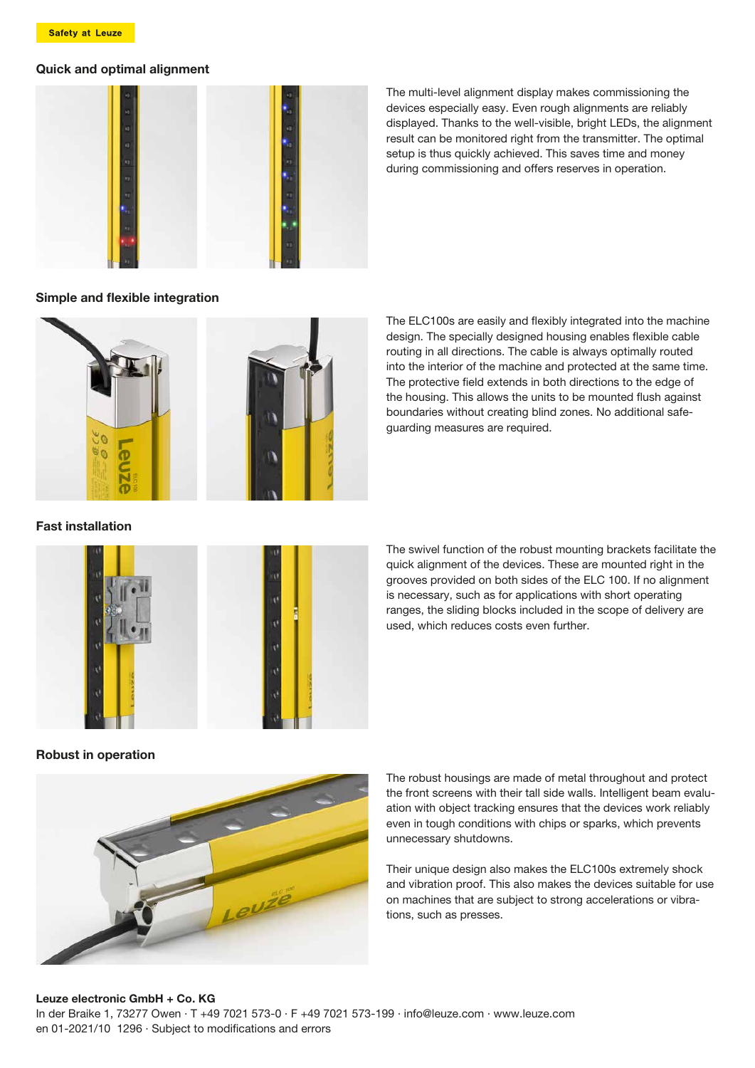Safety at Leuze

## Quick and optimal alignment

The multi-level alignment display makes commissioning the devices especially easy. Even rough alignments are reliably displayed. Thanks to the well-visible, bright LEDs, the alignment result can be monitored right from the transmitter. The optimal setup is thus quickly achieved. This saves time and money during commissioning and offers reserves in operation.

## Simple and flexible integration

The ELC100s are easily and flexibly integrated into the machine design. The specially designed housing enables flexible cable routing in all directions. The cable is always optimally routed into the interior of the machine and protected at the same time. The protective field extends in both directions to the edge of the housing. This allows the units to be mounted flush against boundaries without creating blind zones. No additional safe-guarding measures are required.

## Fast installation

The swivel function of the robust mounting brackets facilitate the quick alignment of the devices. These are mounted right in the grooves provided on both sides of the ELC 100. If no alignment is necessary, such as for applications with short operating ranges, the sliding blocks included in the scope of delivery are used, which reduces costs even further.

## Robust in operation

The robust housings are made of metal throughout and protect the front screens with their tall side walls. Intelligent beam evaluation with object tracking ensures that the devices work reliably even in tough conditions with chips or sparks, which prevents unnecessary shutdowns.

Their unique design also makes the ELC100s extremely shock and vibration proof. This also makes the devices suitable for use on machines that are subject to strong accelerations or vibrations, such as presses.

**Leuze electronic GmbH + Co. KG**
In der Braike 1, 73277 Owen · T +49 7021 573-0 · F +49 7021 573-199 · info@leuze.com · www.leuze.com
en 01-2021/10 1296 · Subject to modifications and errors